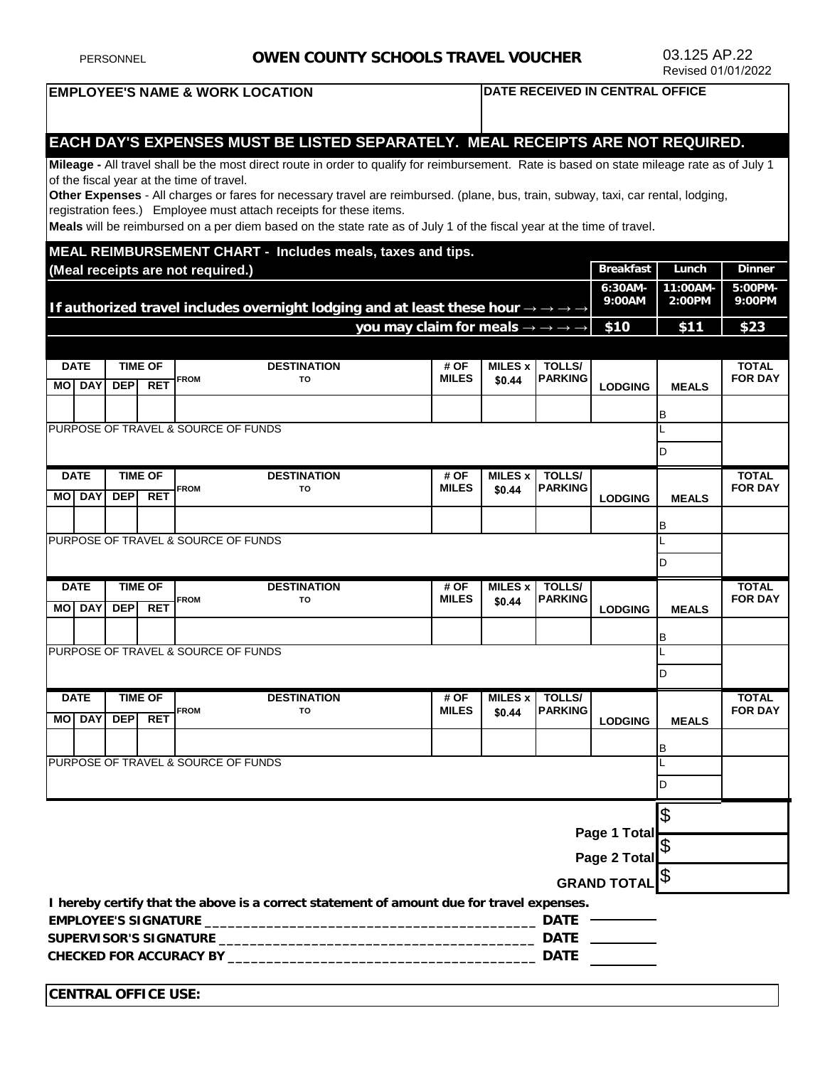PERSONNEL

# OWEN COUNTY SCHOOLS TRAVEL VOUCHER

03.125 AP.22
Revised 01/01/2022

| EMPLOYEE'S NAME & WORK LOCATION | DATE RECEIVED IN CENTRAL OFFICE |
|---|---|
| | |

## EACH DAY'S EXPENSES MUST BE LISTED SEPARATELY. MEAL RECEIPTS ARE NOT REQUIRED.

**Mileage -** All travel shall be the most direct route in order to qualify for reimbursement. Rate is based on state mileage rate as of July 1 of the fiscal year at the time of travel.

**Other Expenses** - All charges or fares for necessary travel are reimbursed. (plane, bus, train, subway, taxi, car rental, lodging, registration fees.) Employee must attach receipts for these items.

**Meals** will be reimbursed on a per diem based on the state rate as of July 1 of the fiscal year at the time of travel.

## MEAL REIMBURSEMENT CHART - Includes meals, taxes and tips. (Meal receipts are not required.)

| | Breakfast | Lunch | Dinner |
|---|---|---|---|
| If authorized travel includes overnight lodging and at least these hour → → → → | 6:30AM-9:00AM | 11:00AM-2:00PM | 5:00PM-9:00PM |
| you may claim for meals → → → → | $10 | $11 | $23 |

| DATE MO | DATE DAY | TIME OF DEP | TIME OF RET | DESTINATION FROM TO | # OF MILES | MILES x $0.44 | TOLLS/ PARKING | LODGING | MEALS | TOTAL FOR DAY |
|---|---|---|---|---|---|---|---|---|---|---|
| | | | | | | | | | B | |
| PURPOSE OF TRAVEL & SOURCE OF FUNDS | | | | | | | | | L | |
| | | | | | | | | | D | |

| DATE MO | DATE DAY | TIME OF DEP | TIME OF RET | DESTINATION FROM TO | # OF MILES | MILES x $0.44 | TOLLS/ PARKING | LODGING | MEALS | TOTAL FOR DAY |
|---|---|---|---|---|---|---|---|---|---|---|
| | | | | | | | | | B | |
| PURPOSE OF TRAVEL & SOURCE OF FUNDS | | | | | | | | | L | |
| | | | | | | | | | D | |

| DATE MO | DATE DAY | TIME OF DEP | TIME OF RET | DESTINATION FROM TO | # OF MILES | MILES x $0.44 | TOLLS/ PARKING | LODGING | MEALS | TOTAL FOR DAY |
|---|---|---|---|---|---|---|---|---|---|---|
| | | | | | | | | | B | |
| PURPOSE OF TRAVEL & SOURCE OF FUNDS | | | | | | | | | L | |
| | | | | | | | | | D | |

| DATE MO | DATE DAY | TIME OF DEP | TIME OF RET | DESTINATION FROM TO | # OF MILES | MILES x $0.44 | TOLLS/ PARKING | LODGING | MEALS | TOTAL FOR DAY |
|---|---|---|---|---|---|---|---|---|---|---|
| | | | | | | | | | B | |
| PURPOSE OF TRAVEL & SOURCE OF FUNDS | | | | | | | | | L | |
| | | | | | | | | | D | |

| | |
|---|---|
| Page 1 Total | $ |
| Page 2 Total | $ |
| GRAND TOTAL | $ |

**I hereby certify that the above is a correct statement of amount due for travel expenses.**

**EMPLOYEE'S SIGNATURE** ________________________________________ **DATE** ________

**SUPERVISOR'S SIGNATURE** ________________________________________ **DATE** ________

**CHECKED FOR ACCURACY BY** ________________________________________ **DATE** ________

**CENTRAL OFFICE USE:**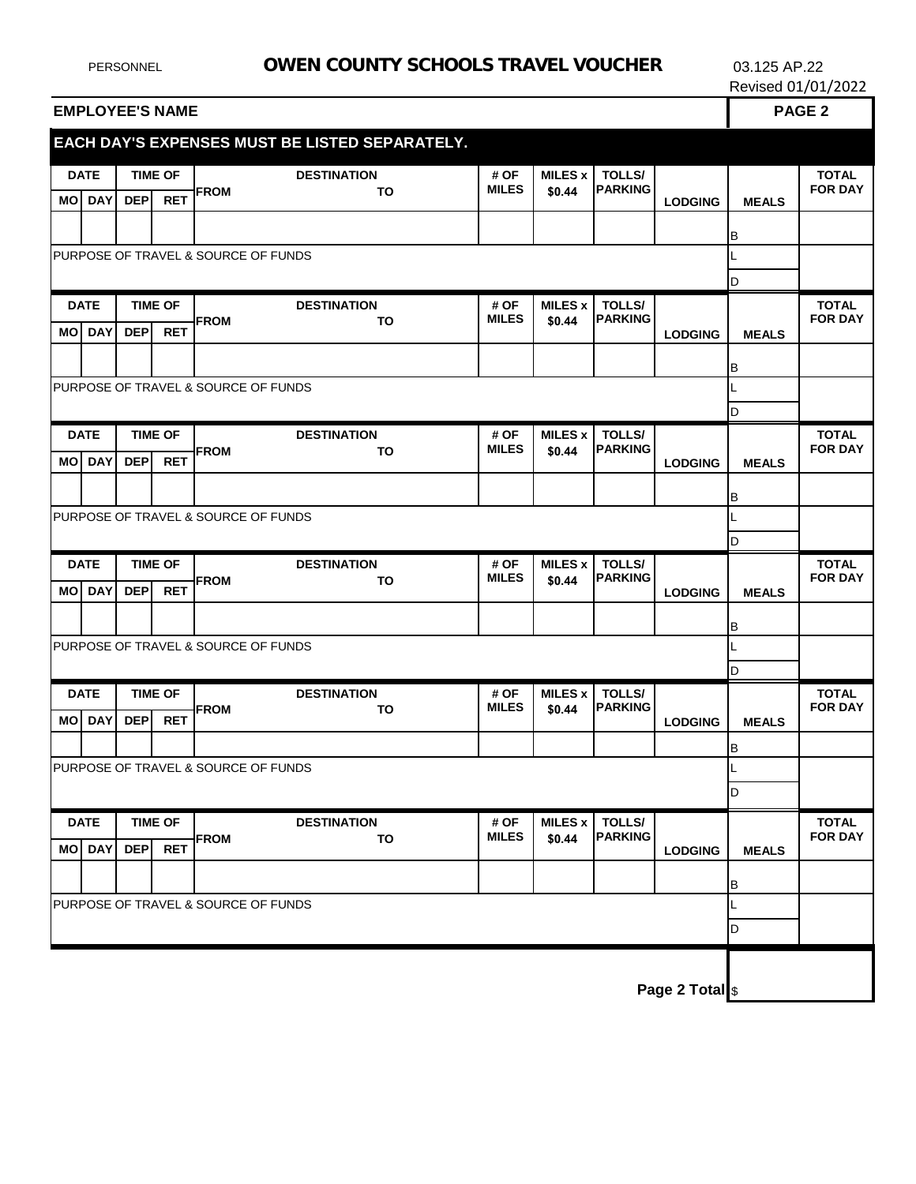PERSONNEL

# OWEN COUNTY SCHOOLS TRAVEL VOUCHER

03.125 AP.22
Revised 01/01/2022

**EMPLOYEE'S NAME** | **PAGE 2**

## EACH DAY'S EXPENSES MUST BE LISTED SEPARATELY.

| DATE | | TIME OF | | DESTINATION | | # OF MILES | MILES x $0.44 | TOLLS/ PARKING | LODGING | MEALS | TOTAL FOR DAY |
|---|---|---|---|---|---|---|---|---|---|---|---|
| MO | DAY | DEP | RET | FROM | TO | | | | | | |
| | | | | | | | | | | B | |
| PURPOSE OF TRAVEL & SOURCE OF FUNDS | | | | | | | | | | L | |
| | | | | | | | | | | D | |

| DATE | | TIME OF | | DESTINATION | | # OF MILES | MILES x $0.44 | TOLLS/ PARKING | LODGING | MEALS | TOTAL FOR DAY |
|---|---|---|---|---|---|---|---|---|---|---|---|
| MO | DAY | DEP | RET | FROM | TO | | | | | | |
| | | | | | | | | | | B | |
| PURPOSE OF TRAVEL & SOURCE OF FUNDS | | | | | | | | | | L | |
| | | | | | | | | | | D | |

| DATE | | TIME OF | | DESTINATION | | # OF MILES | MILES x $0.44 | TOLLS/ PARKING | LODGING | MEALS | TOTAL FOR DAY |
|---|---|---|---|---|---|---|---|---|---|---|---|
| MO | DAY | DEP | RET | FROM | TO | | | | | | |
| | | | | | | | | | | B | |
| PURPOSE OF TRAVEL & SOURCE OF FUNDS | | | | | | | | | | L | |
| | | | | | | | | | | D | |

| DATE | | TIME OF | | DESTINATION | | # OF MILES | MILES x $0.44 | TOLLS/ PARKING | LODGING | MEALS | TOTAL FOR DAY |
|---|---|---|---|---|---|---|---|---|---|---|---|
| MO | DAY | DEP | RET | FROM | TO | | | | | | |
| | | | | | | | | | | B | |
| PURPOSE OF TRAVEL & SOURCE OF FUNDS | | | | | | | | | | L | |
| | | | | | | | | | | D | |

| DATE | | TIME OF | | DESTINATION | | # OF MILES | MILES x $0.44 | TOLLS/ PARKING | LODGING | MEALS | TOTAL FOR DAY |
|---|---|---|---|---|---|---|---|---|---|---|---|
| MO | DAY | DEP | RET | FROM | TO | | | | | | |
| | | | | | | | | | | B | |
| PURPOSE OF TRAVEL & SOURCE OF FUNDS | | | | | | | | | | L | |
| | | | | | | | | | | D | |

| DATE | | TIME OF | | DESTINATION | | # OF MILES | MILES x $0.44 | TOLLS/ PARKING | LODGING | MEALS | TOTAL FOR DAY |
|---|---|---|---|---|---|---|---|---|---|---|---|
| MO | DAY | DEP | RET | FROM | TO | | | | | | |
| | | | | | | | | | | B | |
| PURPOSE OF TRAVEL & SOURCE OF FUNDS | | | | | | | | | | L | |
| | | | | | | | | | | D | |

**Page 2 Total** $